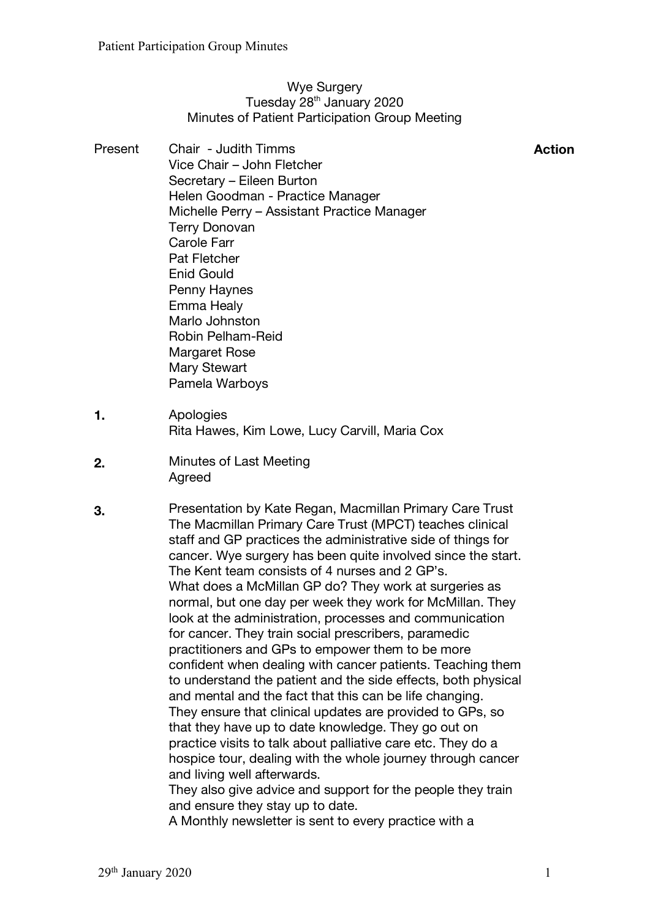Wye Surgery
Tuesday 28th January 2020
Minutes of Patient Participation Group Meeting

Present

Chair - Judith Timms
Vice Chair – John Fletcher
Secretary – Eileen Burton
Helen Goodman - Practice Manager
Michelle Perry – Assistant Practice Manager
Terry Donovan
Carole Farr
Pat Fletcher
Enid Gould
Penny Haynes
Emma Healy
Marlo Johnston
Robin Pelham-Reid
Margaret Rose
Mary Stewart
Pamela Warboys

**Action**

**1.** Apologies
Rita Hawes, Kim Lowe, Lucy Carvill, Maria Cox

**2.** Minutes of Last Meeting
Agreed

**3.** Presentation by Kate Regan, Macmillan Primary Care Trust
The Macmillan Primary Care Trust (MPCT) teaches clinical staff and GP practices the administrative side of things for cancer. Wye surgery has been quite involved since the start. The Kent team consists of 4 nurses and 2 GP's.
What does a McMillan GP do? They work at surgeries as normal, but one day per week they work for McMillan. They look at the administration, processes and communication for cancer. They train social prescribers, paramedic practitioners and GPs to empower them to be more confident when dealing with cancer patients. Teaching them to understand the patient and the side effects, both physical and mental and the fact that this can be life changing. They ensure that clinical updates are provided to GPs, so that they have up to date knowledge. They go out on practice visits to talk about palliative care etc. They do a hospice tour, dealing with the whole journey through cancer and living well afterwards.
They also give advice and support for the people they train and ensure they stay up to date.
A Monthly newsletter is sent to every practice with a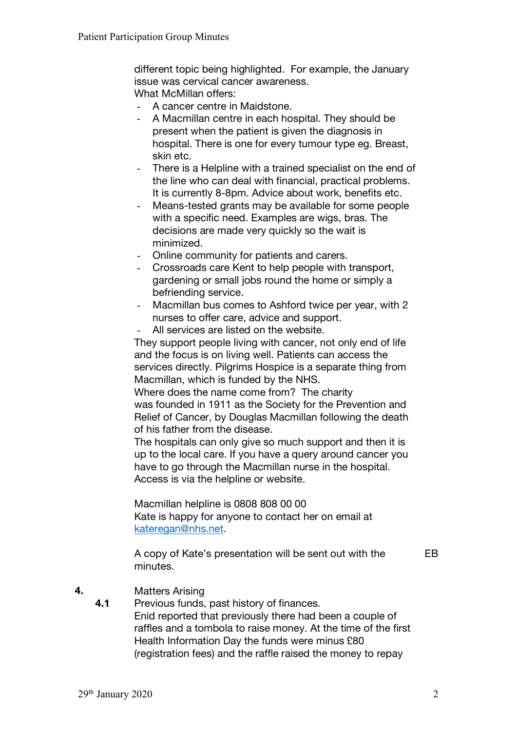different topic being highlighted. For example, the January issue was cervical cancer awareness.
What McMillan offers:

- A cancer centre in Maidstone.
- A Macmillan centre in each hospital. They should be present when the patient is given the diagnosis in hospital. There is one for every tumour type eg. Breast, skin etc.
- There is a Helpline with a trained specialist on the end of the line who can deal with financial, practical problems. It is currently 8-8pm. Advice about work, benefits etc.
- Means-tested grants may be available for some people with a specific need. Examples are wigs, bras. The decisions are made very quickly so the wait is minimized.
- Online community for patients and carers.
- Crossroads care Kent to help people with transport, gardening or small jobs round the home or simply a befriending service.
- Macmillan bus comes to Ashford twice per year, with 2 nurses to offer care, advice and support.
- All services are listed on the website.

They support people living with cancer, not only end of life and the focus is on living well. Patients can access the services directly. Pilgrims Hospice is a separate thing from Macmillan, which is funded by the NHS.
Where does the name come from? The charity was founded in 1911 as the Society for the Prevention and Relief of Cancer, by Douglas Macmillan following the death of his father from the disease.
The hospitals can only give so much support and then it is up to the local care. If you have a query around cancer you have to go through the Macmillan nurse in the hospital. Access is via the helpline or website.

Macmillan helpline is 0808 808 00 00
Kate is happy for anyone to contact her on email at kateregan@nhs.net.

A copy of Kate's presentation will be sent out with the minutes. — **EB**

**4.** Matters Arising

**4.1** Previous funds, past history of finances.
Enid reported that previously there had been a couple of raffles and a tombola to raise money. At the time of the first Health Information Day the funds were minus £80 (registration fees) and the raffle raised the money to repay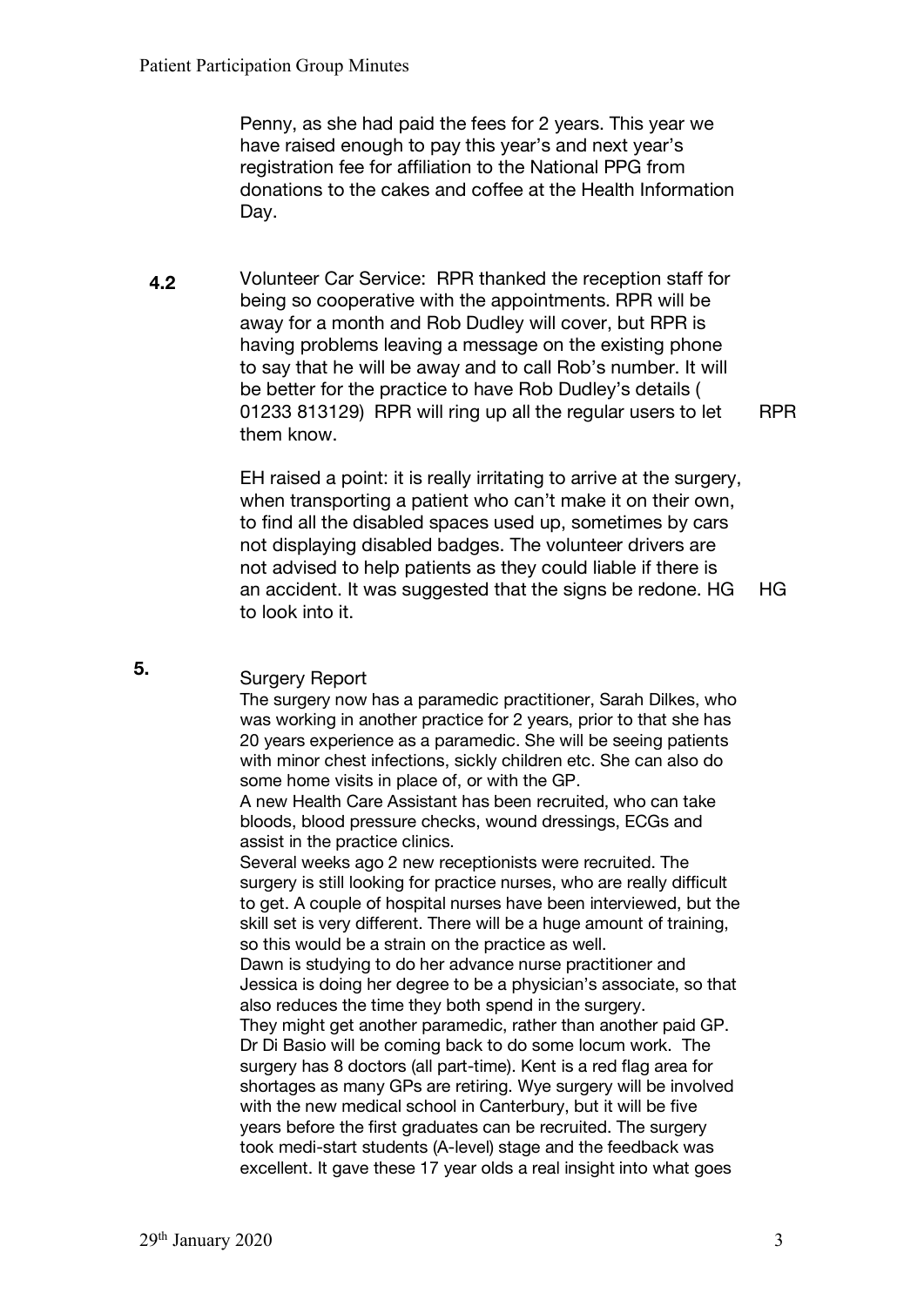Penny, as she had paid the fees for 2 years. This year we have raised enough to pay this year's and next year's registration fee for affiliation to the National PPG from donations to the cakes and coffee at the Health Information Day.

**4.2** Volunteer Car Service: RPR thanked the reception staff for being so cooperative with the appointments. RPR will be away for a month and Rob Dudley will cover, but RPR is having problems leaving a message on the existing phone to say that he will be away and to call Rob's number. It will be better for the practice to have Rob Dudley's details ( 01233 813129) RPR will ring up all the regular users to let them know. **RPR**

EH raised a point: it is really irritating to arrive at the surgery, when transporting a patient who can't make it on their own, to find all the disabled spaces used up, sometimes by cars not displaying disabled badges. The volunteer drivers are not advised to help patients as they could liable if there is an accident. It was suggested that the signs be redone. HG to look into it. **HG**

**5.** Surgery Report

The surgery now has a paramedic practitioner, Sarah Dilkes, who was working in another practice for 2 years, prior to that she has 20 years experience as a paramedic. She will be seeing patients with minor chest infections, sickly children etc. She can also do some home visits in place of, or with the GP.

A new Health Care Assistant has been recruited, who can take bloods, blood pressure checks, wound dressings, ECGs and assist in the practice clinics.

Several weeks ago 2 new receptionists were recruited. The surgery is still looking for practice nurses, who are really difficult to get. A couple of hospital nurses have been interviewed, but the skill set is very different. There will be a huge amount of training, so this would be a strain on the practice as well.

Dawn is studying to do her advance nurse practitioner and Jessica is doing her degree to be a physician's associate, so that also reduces the time they both spend in the surgery.

They might get another paramedic, rather than another paid GP. Dr Di Basio will be coming back to do some locum work. The surgery has 8 doctors (all part-time). Kent is a red flag area for shortages as many GPs are retiring. Wye surgery will be involved with the new medical school in Canterbury, but it will be five years before the first graduates can be recruited. The surgery took medi-start students (A-level) stage and the feedback was excellent. It gave these 17 year olds a real insight into what goes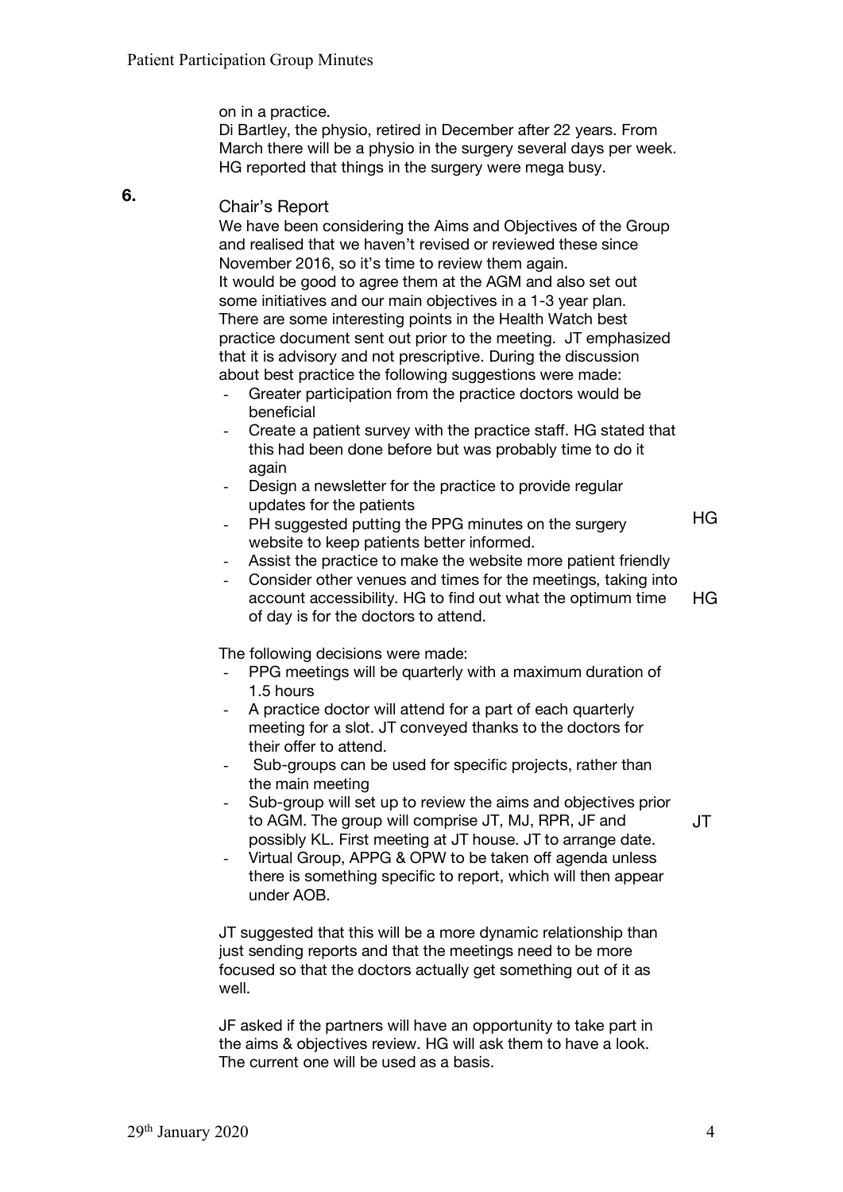on in a practice.
Di Bartley, the physio, retired in December after 22 years. From March there will be a physio in the surgery several days per week.
HG reported that things in the surgery were mega busy.

**6.** Chair's Report

We have been considering the Aims and Objectives of the Group and realised that we haven't revised or reviewed these since November 2016, so it's time to review them again.
It would be good to agree them at the AGM and also set out some initiatives and our main objectives in a 1-3 year plan.
There are some interesting points in the Health Watch best practice document sent out prior to the meeting. JT emphasized that it is advisory and not prescriptive. During the discussion about best practice the following suggestions were made:

- Greater participation from the practice doctors would be beneficial
- Create a patient survey with the practice staff. HG stated that this had been done before but was probably time to do it again
- Design a newsletter for the practice to provide regular updates for the patients
- PH suggested putting the PPG minutes on the surgery website to keep patients better informed. — **HG**
- Assist the practice to make the website more patient friendly
- Consider other venues and times for the meetings, taking into account accessibility. HG to find out what the optimum time of day is for the doctors to attend. — **HG**

The following decisions were made:

- PPG meetings will be quarterly with a maximum duration of 1.5 hours
- A practice doctor will attend for a part of each quarterly meeting for a slot. JT conveyed thanks to the doctors for their offer to attend.
- Sub-groups can be used for specific projects, rather than the main meeting
- Sub-group will set up to review the aims and objectives prior to AGM. The group will comprise JT, MJ, RPR, JF and possibly KL. First meeting at JT house. JT to arrange date. — **JT**
- Virtual Group, APPG & OPW to be taken off agenda unless there is something specific to report, which will then appear under AOB.

JT suggested that this will be a more dynamic relationship than just sending reports and that the meetings need to be more focused so that the doctors actually get something out of it as well.

JF asked if the partners will have an opportunity to take part in the aims & objectives review. HG will ask them to have a look.
The current one will be used as a basis.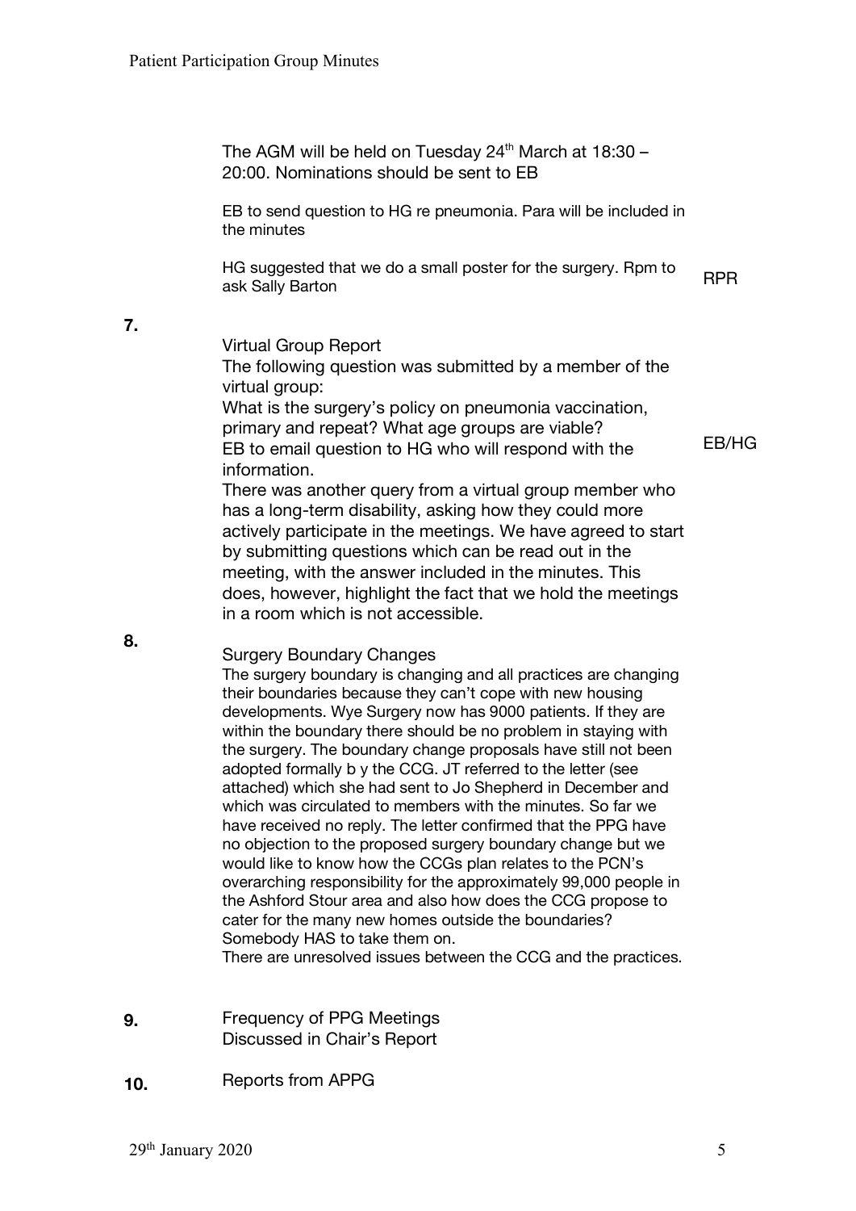The AGM will be held on Tuesday 24th March at 18:30 – 20:00. Nominations should be sent to EB

EB to send question to HG re pneumonia. Para will be included in the minutes

HG suggested that we do a small poster for the surgery. Rpm to ask Sally Barton — RPR

**7.** Virtual Group Report

The following question was submitted by a member of the virtual group:

What is the surgery's policy on pneumonia vaccination, primary and repeat? What age groups are viable?

EB to email question to HG who will respond with the information. — EB/HG

There was another query from a virtual group member who has a long-term disability, asking how they could more actively participate in the meetings. We have agreed to start by submitting questions which can be read out in the meeting, with the answer included in the minutes. This does, however, highlight the fact that we hold the meetings in a room which is not accessible.

**8.** Surgery Boundary Changes

The surgery boundary is changing and all practices are changing their boundaries because they can't cope with new housing developments. Wye Surgery now has 9000 patients. If they are within the boundary there should be no problem in staying with the surgery. The boundary change proposals have still not been adopted formally b y the CCG. JT referred to the letter (see attached) which she had sent to Jo Shepherd in December and which was circulated to members with the minutes. So far we have received no reply. The letter confirmed that the PPG have no objection to the proposed surgery boundary change but we would like to know how the CCGs plan relates to the PCN's overarching responsibility for the approximately 99,000 people in the Ashford Stour area and also how does the CCG propose to cater for the many new homes outside the boundaries? Somebody HAS to take them on.

There are unresolved issues between the CCG and the practices.

**9.** Frequency of PPG Meetings

Discussed in Chair's Report

**10.** Reports from APPG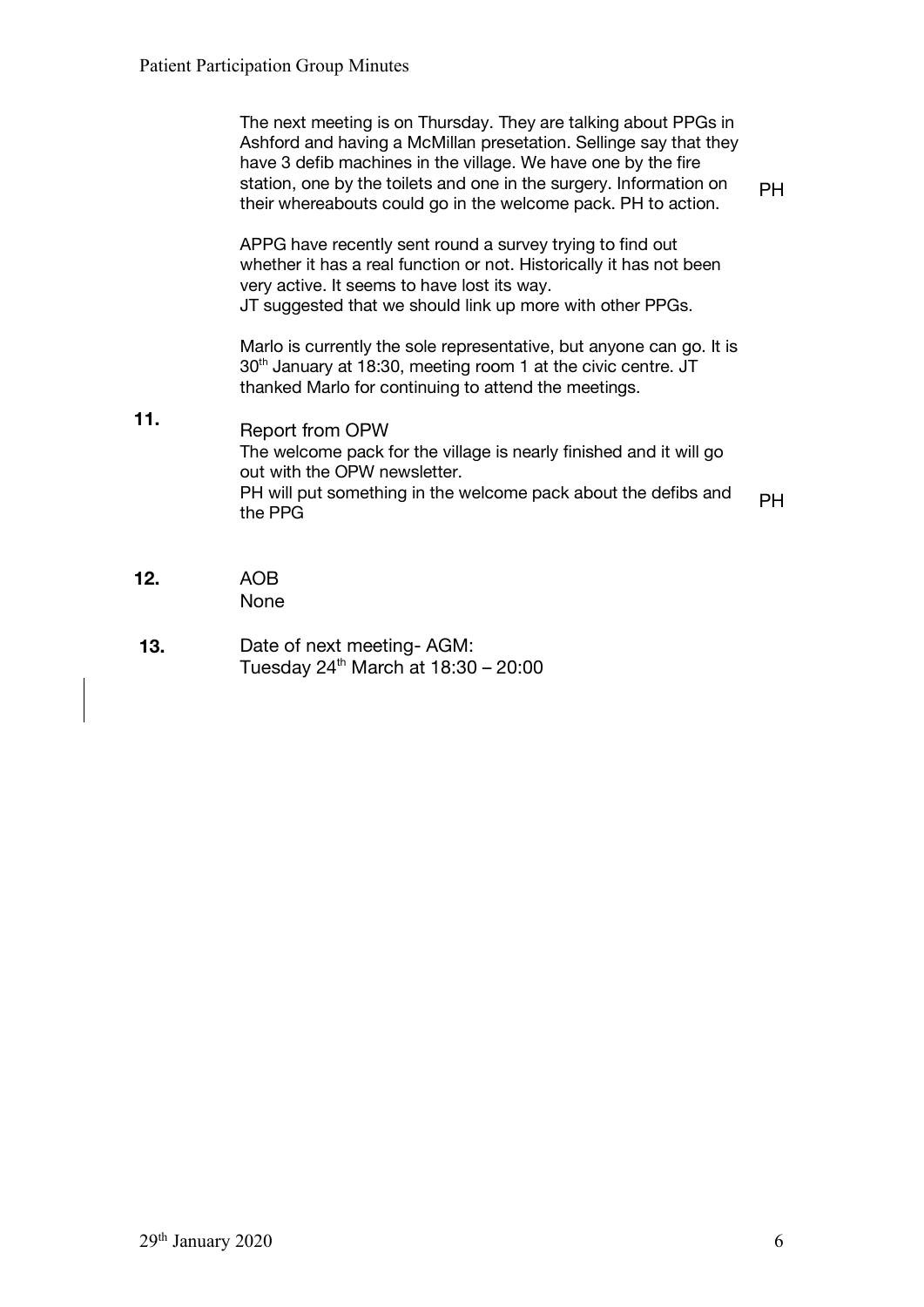The next meeting is on Thursday. They are talking about PPGs in Ashford and having a McMillan presetation. Sellinge say that they have 3 defib machines in the village. We have one by the fire station, one by the toilets and one in the surgery. Information on their whereabouts could go in the welcome pack. PH to action. — PH

APPG have recently sent round a survey trying to find out whether it has a real function or not. Historically it has not been very active. It seems to have lost its way.
JT suggested that we should link up more with other PPGs.

Marlo is currently the sole representative, but anyone can go. It is 30th January at 18:30, meeting room 1 at the civic centre. JT thanked Marlo for continuing to attend the meetings.

**11.** Report from OPW

The welcome pack for the village is nearly finished and it will go out with the OPW newsletter.
PH will put something in the welcome pack about the defibs and the PPG — PH

**12.** AOB

None

**13.** Date of next meeting- AGM:
Tuesday 24th March at 18:30 – 20:00